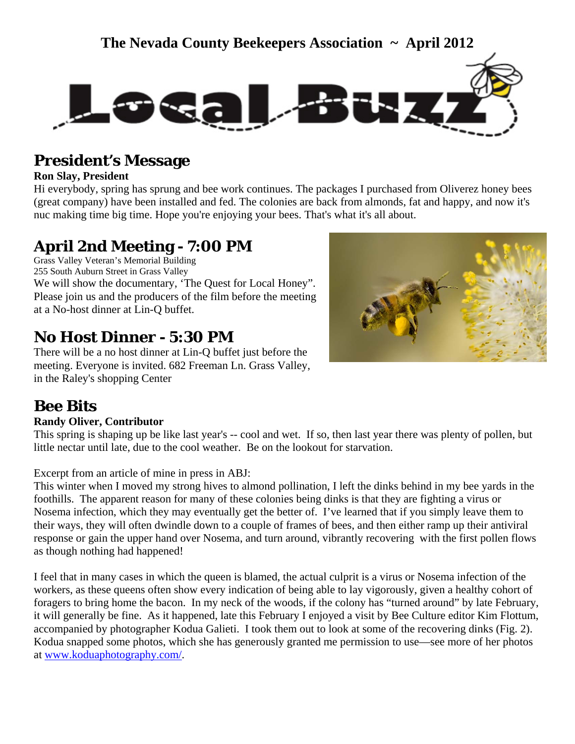The Nevada County Beekeepers Association ~ April 2012

# Local Buzz

## President's Message

**Ron Slay, President**

Hi everybody, spring has sprung and bee work continues. The packages I purchased from Oliverez honey bees (great company) have been installed and fed. The colonies are back from almonds, fat and happy, and now it's nuc making time big time. Hope you're enjoying your bees. That's what it's all about.

## April 2nd Meeting - 7:00 PM

Grass Valley Veteran's Memorial Building
255 South Auburn Street in Grass Valley

We will show the documentary, 'The Quest for Local Honey". Please join us and the producers of the film before the meeting at a No-host dinner at Lin-Q buffet.

## No Host Dinner - 5:30 PM

There will be a no host dinner at Lin-Q buffet just before the meeting. Everyone is invited. 682 Freeman Ln. Grass Valley, in the Raley's shopping Center

## Bee Bits

**Randy Oliver, Contributor**

This spring is shaping up be like last year's -- cool and wet. If so, then last year there was plenty of pollen, but little nectar until late, due to the cool weather. Be on the lookout for starvation.

Excerpt from an article of mine in press in ABJ:

This winter when I moved my strong hives to almond pollination, I left the dinks behind in my bee yards in the foothills. The apparent reason for many of these colonies being dinks is that they are fighting a virus or Nosema infection, which they may eventually get the better of. I've learned that if you simply leave them to their ways, they will often dwindle down to a couple of frames of bees, and then either ramp up their antiviral response or gain the upper hand over Nosema, and turn around, vibrantly recovering with the first pollen flows as though nothing had happened!

I feel that in many cases in which the queen is blamed, the actual culprit is a virus or Nosema infection of the workers, as these queens often show every indication of being able to lay vigorously, given a healthy cohort of foragers to bring home the bacon. In my neck of the woods, if the colony has "turned around" by late February, it will generally be fine. As it happened, late this February I enjoyed a visit by Bee Culture editor Kim Flottum, accompanied by photographer Kodua Galieti. I took them out to look at some of the recovering dinks (Fig. 2). Kodua snapped some photos, which she has generously granted me permission to use—see more of her photos at www.koduaphotography.com/.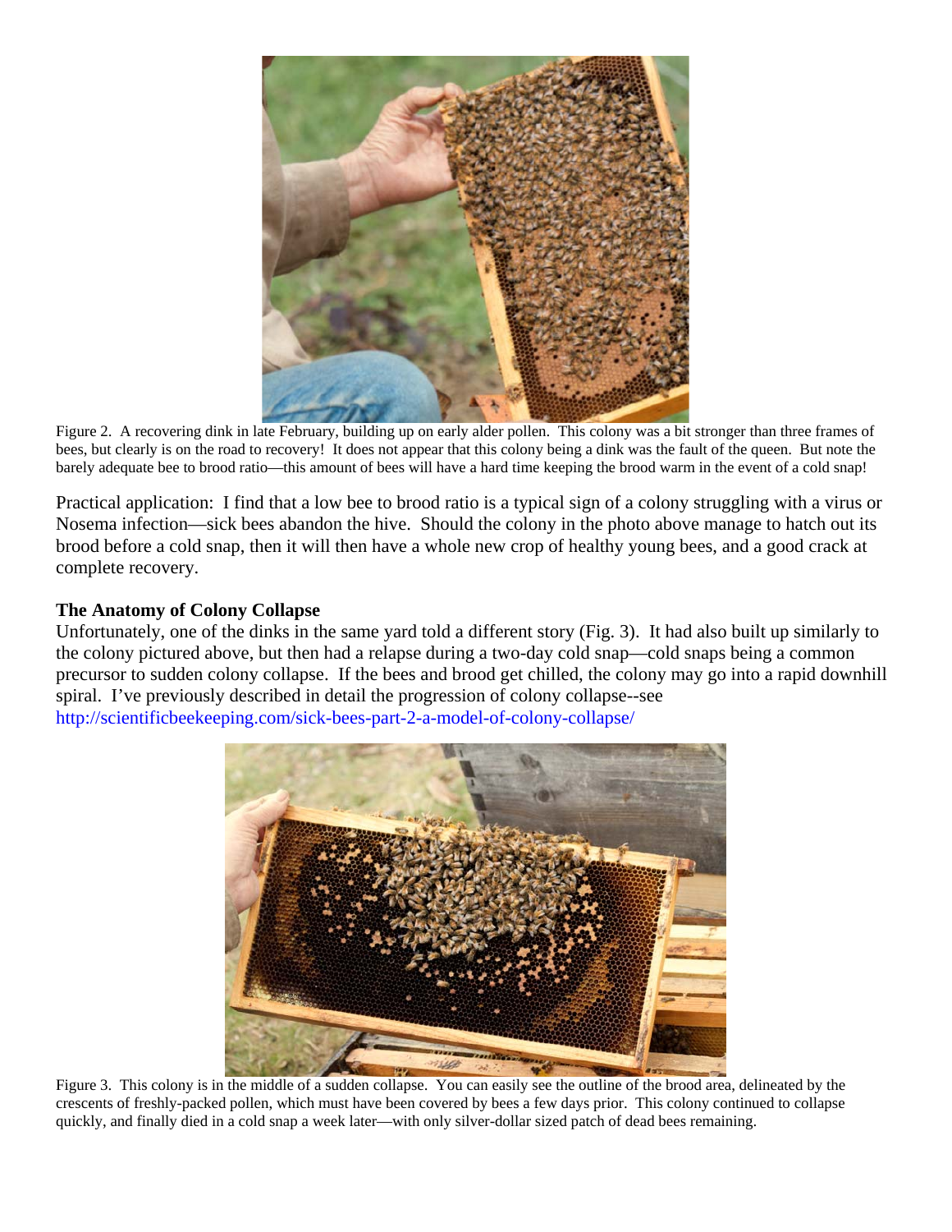Figure 2. A recovering dink in late February, building up on early alder pollen. This colony was a bit stronger than three frames of bees, but clearly is on the road to recovery! It does not appear that this colony being a dink was the fault of the queen. But note the barely adequate bee to brood ratio—this amount of bees will have a hard time keeping the brood warm in the event of a cold snap!

Practical application: I find that a low bee to brood ratio is a typical sign of a colony struggling with a virus or Nosema infection—sick bees abandon the hive. Should the colony in the photo above manage to hatch out its brood before a cold snap, then it will then have a whole new crop of healthy young bees, and a good crack at complete recovery.

**The Anatomy of Colony Collapse**

Unfortunately, one of the dinks in the same yard told a different story (Fig. 3). It had also built up similarly to the colony pictured above, but then had a relapse during a two-day cold snap—cold snaps being a common precursor to sudden colony collapse. If the bees and brood get chilled, the colony may go into a rapid downhill spiral. I've previously described in detail the progression of colony collapse--see http://scientificbeekeeping.com/sick-bees-part-2-a-model-of-colony-collapse/

Figure 3. This colony is in the middle of a sudden collapse. You can easily see the outline of the brood area, delineated by the crescents of freshly-packed pollen, which must have been covered by bees a few days prior. This colony continued to collapse quickly, and finally died in a cold snap a week later—with only silver-dollar sized patch of dead bees remaining.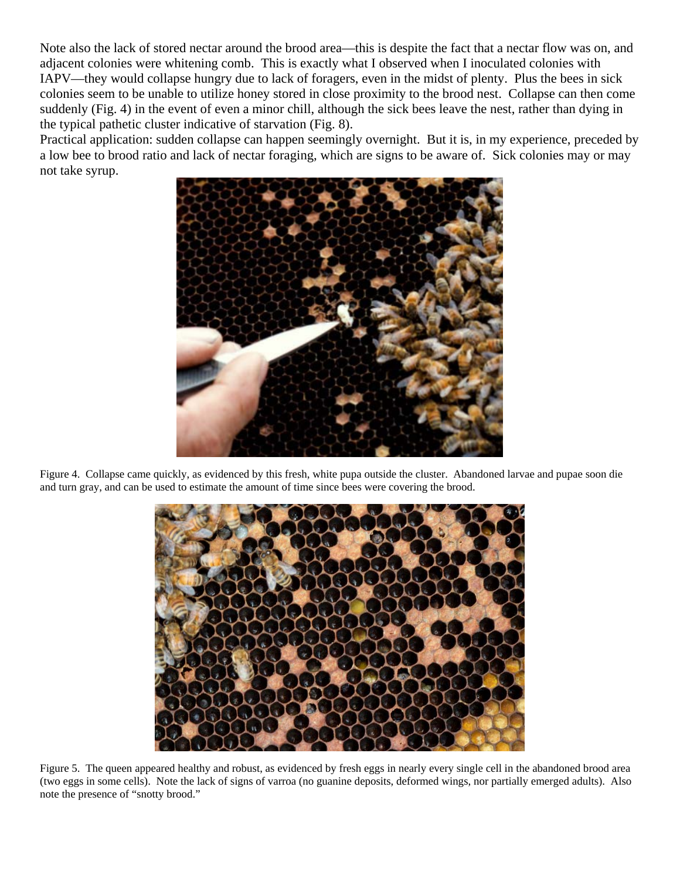Note also the lack of stored nectar around the brood area—this is despite the fact that a nectar flow was on, and adjacent colonies were whitening comb. This is exactly what I observed when I inoculated colonies with IAPV—they would collapse hungry due to lack of foragers, even in the midst of plenty. Plus the bees in sick colonies seem to be unable to utilize honey stored in close proximity to the brood nest. Collapse can then come suddenly (Fig. 4) in the event of even a minor chill, although the sick bees leave the nest, rather than dying in the typical pathetic cluster indicative of starvation (Fig. 8).

Practical application: sudden collapse can happen seemingly overnight. But it is, in my experience, preceded by a low bee to brood ratio and lack of nectar foraging, which are signs to be aware of. Sick colonies may or may not take syrup.

Figure 4. Collapse came quickly, as evidenced by this fresh, white pupa outside the cluster. Abandoned larvae and pupae soon die and turn gray, and can be used to estimate the amount of time since bees were covering the brood.

Figure 5. The queen appeared healthy and robust, as evidenced by fresh eggs in nearly every single cell in the abandoned brood area (two eggs in some cells). Note the lack of signs of varroa (no guanine deposits, deformed wings, nor partially emerged adults). Also note the presence of "snotty brood."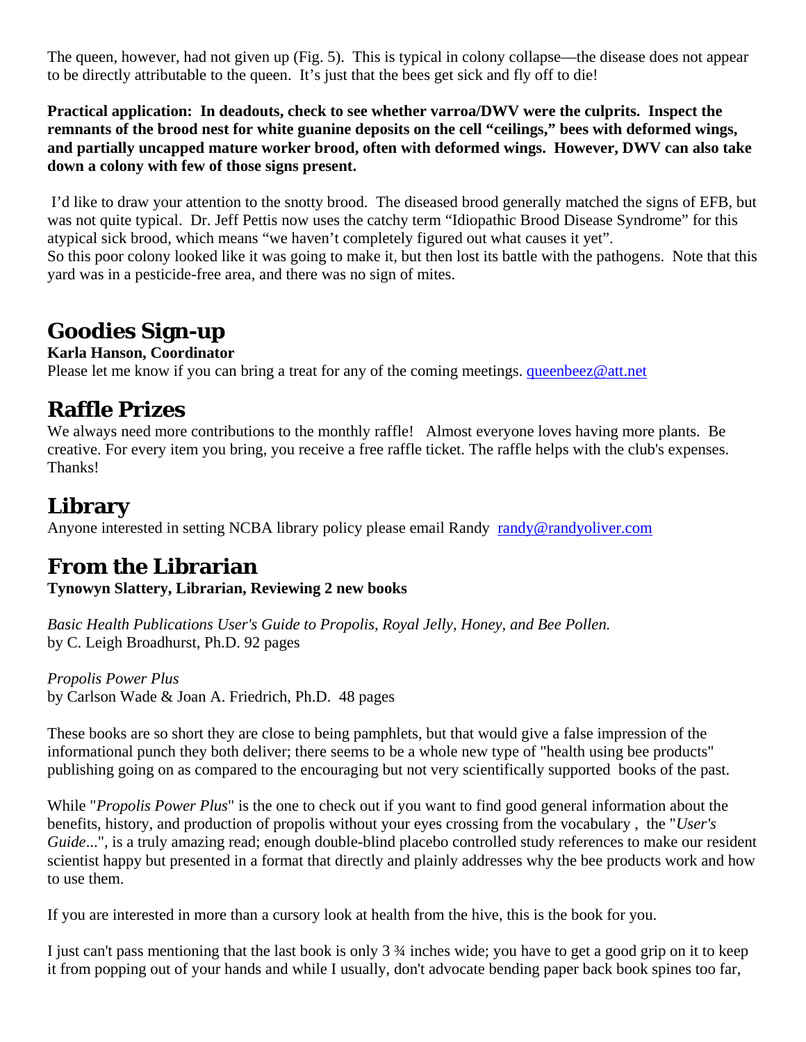The queen, however, had not given up (Fig. 5). This is typical in colony collapse—the disease does not appear to be directly attributable to the queen. It's just that the bees get sick and fly off to die!

**Practical application: In deadouts, check to see whether varroa/DWV were the culprits. Inspect the remnants of the brood nest for white guanine deposits on the cell "ceilings," bees with deformed wings, and partially uncapped mature worker brood, often with deformed wings. However, DWV can also take down a colony with few of those signs present.**

I'd like to draw your attention to the snotty brood. The diseased brood generally matched the signs of EFB, but was not quite typical. Dr. Jeff Pettis now uses the catchy term "Idiopathic Brood Disease Syndrome" for this atypical sick brood, which means "we haven't completely figured out what causes it yet".
So this poor colony looked like it was going to make it, but then lost its battle with the pathogens. Note that this yard was in a pesticide-free area, and there was no sign of mites.

## Goodies Sign-up

**Karla Hanson, Coordinator**
Please let me know if you can bring a treat for any of the coming meetings. queenbeez@att.net

## Raffle Prizes

We always need more contributions to the monthly raffle! Almost everyone loves having more plants. Be creative. For every item you bring, you receive a free raffle ticket. The raffle helps with the club's expenses. Thanks!

## Library

Anyone interested in setting NCBA library policy please email Randy randy@randyoliver.com

## From the Librarian

**Tynowyn Slattery, Librarian, Reviewing 2 new books**

*Basic Health Publications User's Guide to Propolis, Royal Jelly, Honey, and Bee Pollen.*
by C. Leigh Broadhurst, Ph.D. 92 pages

*Propolis Power Plus*
by Carlson Wade & Joan A. Friedrich, Ph.D. 48 pages

These books are so short they are close to being pamphlets, but that would give a false impression of the informational punch they both deliver; there seems to be a whole new type of "health using bee products" publishing going on as compared to the encouraging but not very scientifically supported books of the past.

While "*Propolis Power Plus*" is the one to check out if you want to find good general information about the benefits, history, and production of propolis without your eyes crossing from the vocabulary , the "*User's Guide*...", is a truly amazing read; enough double-blind placebo controlled study references to make our resident scientist happy but presented in a format that directly and plainly addresses why the bee products work and how to use them.

If you are interested in more than a cursory look at health from the hive, this is the book for you.

I just can't pass mentioning that the last book is only 3 ¾ inches wide; you have to get a good grip on it to keep it from popping out of your hands and while I usually, don't advocate bending paper back book spines too far,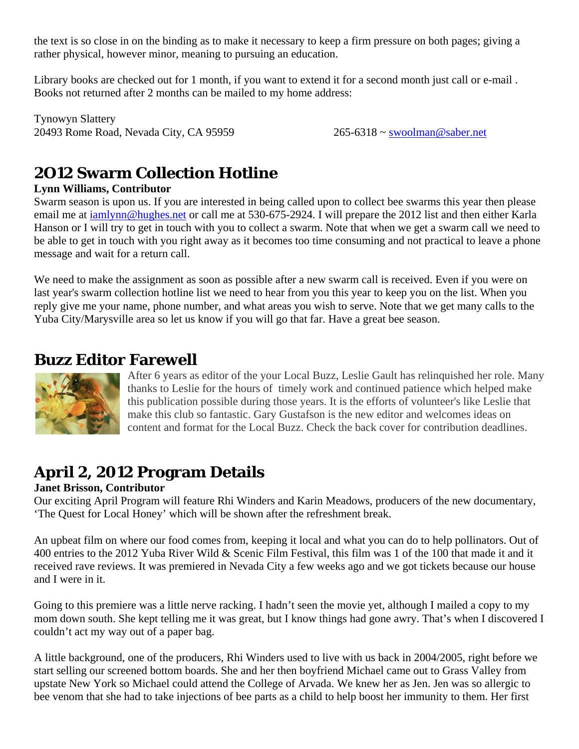the text is so close in on the binding as to make it necessary to keep a firm pressure on both pages; giving a rather physical, however minor, meaning to pursuing an education.

Library books are checked out for 1 month, if you want to extend it for a second month just call or e-mail . Books not returned after 2 months can be mailed to my home address:

Tynowyn Slattery
20493 Rome Road, Nevada City, CA 95959 265-6318 ~ swoolman@saber.net

## 2012 Swarm Collection Hotline

**Lynn Williams, Contributor**

Swarm season is upon us. If you are interested in being called upon to collect bee swarms this year then please email me at iamlynn@hughes.net or call me at 530-675-2924. I will prepare the 2012 list and then either Karla Hanson or I will try to get in touch with you to collect a swarm. Note that when we get a swarm call we need to be able to get in touch with you right away as it becomes too time consuming and not practical to leave a phone message and wait for a return call.

We need to make the assignment as soon as possible after a new swarm call is received. Even if you were on last year's swarm collection hotline list we need to hear from you this year to keep you on the list. When you reply give me your name, phone number, and what areas you wish to serve. Note that we get many calls to the Yuba City/Marysville area so let us know if you will go that far. Have a great bee season.

## Buzz Editor Farewell

After 6 years as editor of the your Local Buzz, Leslie Gault has relinquished her role. Many thanks to Leslie for the hours of timely work and continued patience which helped make this publication possible during those years. It is the efforts of volunteer's like Leslie that make this club so fantastic. Gary Gustafson is the new editor and welcomes ideas on content and format for the Local Buzz. Check the back cover for contribution deadlines.

## April 2, 2012 Program Details

**Janet Brisson, Contributor**

Our exciting April Program will feature Rhi Winders and Karin Meadows, producers of the new documentary, 'The Quest for Local Honey' which will be shown after the refreshment break.

An upbeat film on where our food comes from, keeping it local and what you can do to help pollinators. Out of 400 entries to the 2012 Yuba River Wild & Scenic Film Festival, this film was 1 of the 100 that made it and it received rave reviews. It was premiered in Nevada City a few weeks ago and we got tickets because our house and I were in it.

Going to this premiere was a little nerve racking. I hadn't seen the movie yet, although I mailed a copy to my mom down south. She kept telling me it was great, but I know things had gone awry. That's when I discovered I couldn't act my way out of a paper bag.

A little background, one of the producers, Rhi Winders used to live with us back in 2004/2005, right before we start selling our screened bottom boards. She and her then boyfriend Michael came out to Grass Valley from upstate New York so Michael could attend the College of Arvada. We knew her as Jen. Jen was so allergic to bee venom that she had to take injections of bee parts as a child to help boost her immunity to them. Her first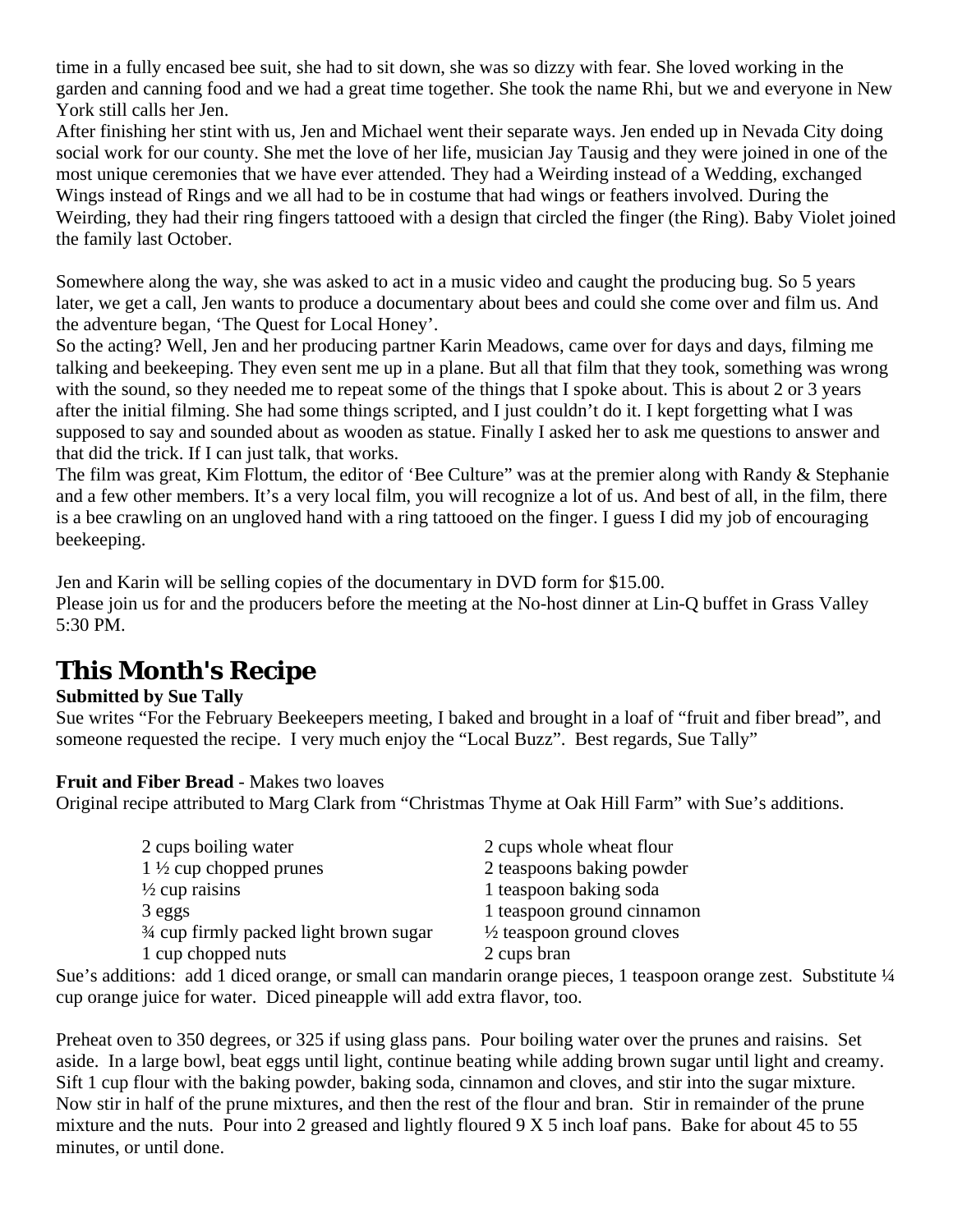time in a fully encased bee suit, she had to sit down, she was so dizzy with fear. She loved working in the garden and canning food and we had a great time together. She took the name Rhi, but we and everyone in New York still calls her Jen.

After finishing her stint with us, Jen and Michael went their separate ways. Jen ended up in Nevada City doing social work for our county. She met the love of her life, musician Jay Tausig and they were joined in one of the most unique ceremonies that we have ever attended. They had a Weirding instead of a Wedding, exchanged Wings instead of Rings and we all had to be in costume that had wings or feathers involved. During the Weirding, they had their ring fingers tattooed with a design that circled the finger (the Ring). Baby Violet joined the family last October.

Somewhere along the way, she was asked to act in a music video and caught the producing bug. So 5 years later, we get a call, Jen wants to produce a documentary about bees and could she come over and film us. And the adventure began, 'The Quest for Local Honey'.

So the acting? Well, Jen and her producing partner Karin Meadows, came over for days and days, filming me talking and beekeeping. They even sent me up in a plane. But all that film that they took, something was wrong with the sound, so they needed me to repeat some of the things that I spoke about. This is about 2 or 3 years after the initial filming. She had some things scripted, and I just couldn't do it. I kept forgetting what I was supposed to say and sounded about as wooden as statue. Finally I asked her to ask me questions to answer and that did the trick. If I can just talk, that works.

The film was great, Kim Flottum, the editor of 'Bee Culture" was at the premier along with Randy & Stephanie and a few other members. It's a very local film, you will recognize a lot of us. And best of all, in the film, there is a bee crawling on an ungloved hand with a ring tattooed on the finger. I guess I did my job of encouraging beekeeping.

Jen and Karin will be selling copies of the documentary in DVD form for $15.00.

Please join us for and the producers before the meeting at the No-host dinner at Lin-Q buffet in Grass Valley 5:30 PM.

## This Month's Recipe

**Submitted by Sue Tally**

Sue writes "For the February Beekeepers meeting, I baked and brought in a loaf of "fruit and fiber bread", and someone requested the recipe. I very much enjoy the "Local Buzz". Best regards, Sue Tally"

**Fruit and Fiber Bread** - Makes two loaves

Original recipe attributed to Marg Clark from "Christmas Thyme at Oak Hill Farm" with Sue's additions.

- 2 cups boiling water
- 1 ½ cup chopped prunes
- ½ cup raisins
- 3 eggs
- ¾ cup firmly packed light brown sugar
- 1 cup chopped nuts
- 2 cups whole wheat flour
- 2 teaspoons baking powder
- 1 teaspoon baking soda
- 1 teaspoon ground cinnamon
- ½ teaspoon ground cloves
- 2 cups bran

Sue's additions: add 1 diced orange, or small can mandarin orange pieces, 1 teaspoon orange zest. Substitute ¼ cup orange juice for water. Diced pineapple will add extra flavor, too.

Preheat oven to 350 degrees, or 325 if using glass pans. Pour boiling water over the prunes and raisins. Set aside. In a large bowl, beat eggs until light, continue beating while adding brown sugar until light and creamy. Sift 1 cup flour with the baking powder, baking soda, cinnamon and cloves, and stir into the sugar mixture. Now stir in half of the prune mixtures, and then the rest of the flour and bran. Stir in remainder of the prune mixture and the nuts. Pour into 2 greased and lightly floured 9 X 5 inch loaf pans. Bake for about 45 to 55 minutes, or until done.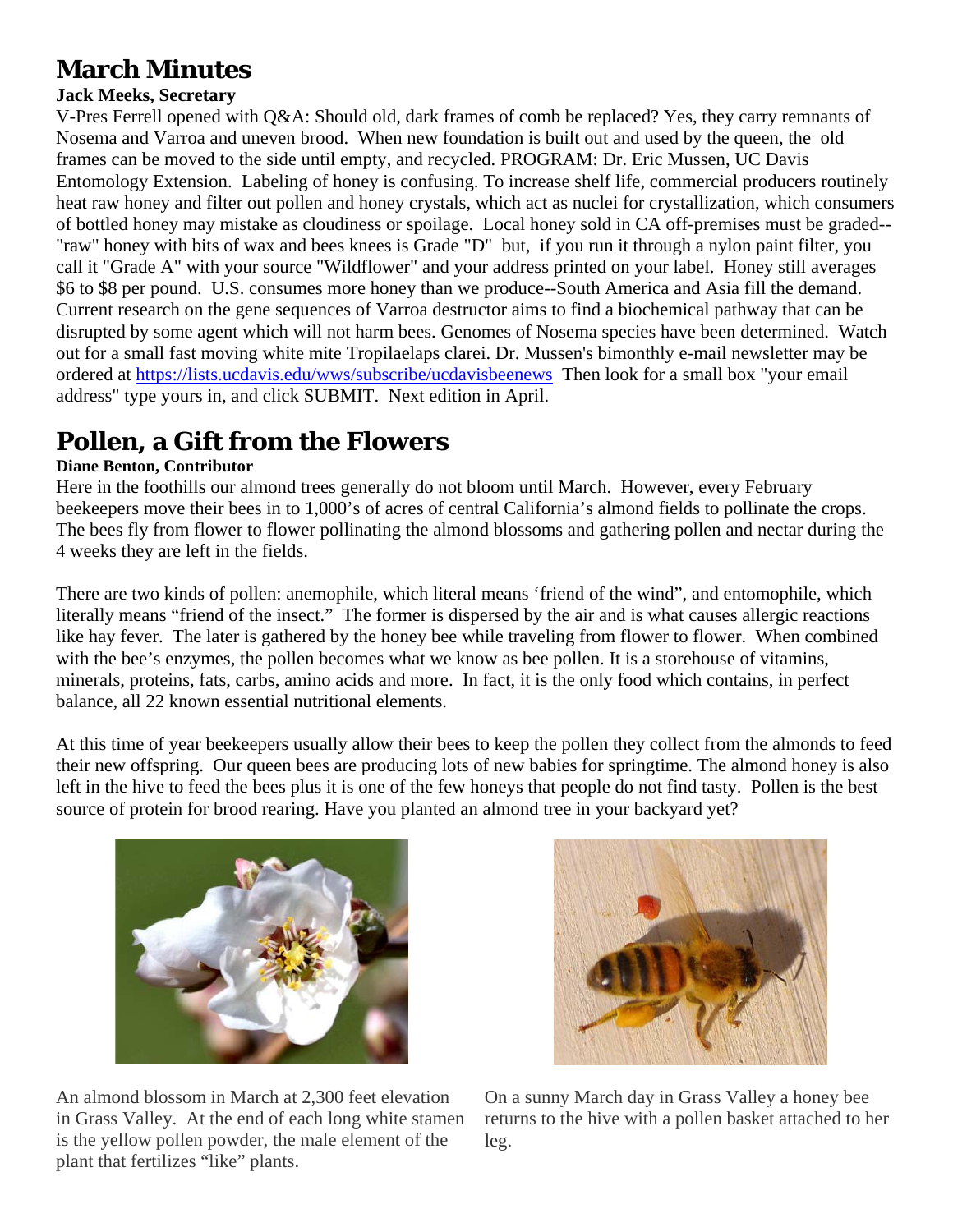# March Minutes

**Jack Meeks, Secretary**

V-Pres Ferrell opened with Q&A: Should old, dark frames of comb be replaced? Yes, they carry remnants of Nosema and Varroa and uneven brood. When new foundation is built out and used by the queen, the old frames can be moved to the side until empty, and recycled. PROGRAM: Dr. Eric Mussen, UC Davis Entomology Extension. Labeling of honey is confusing. To increase shelf life, commercial producers routinely heat raw honey and filter out pollen and honey crystals, which act as nuclei for crystallization, which consumers of bottled honey may mistake as cloudiness or spoilage. Local honey sold in CA off-premises must be graded--"raw" honey with bits of wax and bees knees is Grade "D" but, if you run it through a nylon paint filter, you call it "Grade A" with your source "Wildflower" and your address printed on your label. Honey still averages $6 to $8 per pound. U.S. consumes more honey than we produce--South America and Asia fill the demand. Current research on the gene sequences of Varroa destructor aims to find a biochemical pathway that can be disrupted by some agent which will not harm bees. Genomes of Nosema species have been determined. Watch out for a small fast moving white mite Tropilaelaps clarei. Dr. Mussen's bimonthly e-mail newsletter may be ordered at https://lists.ucdavis.edu/wws/subscribe/ucdavisbeenews Then look for a small box "your email address" type yours in, and click SUBMIT. Next edition in April.

# Pollen, a Gift from the Flowers

**Diane Benton, Contributor**

Here in the foothills our almond trees generally do not bloom until March. However, every February beekeepers move their bees in to 1,000's of acres of central California's almond fields to pollinate the crops. The bees fly from flower to flower pollinating the almond blossoms and gathering pollen and nectar during the 4 weeks they are left in the fields.

There are two kinds of pollen: anemophile, which literal means 'friend of the wind", and entomophile, which literally means "friend of the insect." The former is dispersed by the air and is what causes allergic reactions like hay fever. The later is gathered by the honey bee while traveling from flower to flower. When combined with the bee's enzymes, the pollen becomes what we know as bee pollen. It is a storehouse of vitamins, minerals, proteins, fats, carbs, amino acids and more. In fact, it is the only food which contains, in perfect balance, all 22 known essential nutritional elements.

At this time of year beekeepers usually allow their bees to keep the pollen they collect from the almonds to feed their new offspring. Our queen bees are producing lots of new babies for springtime. The almond honey is also left in the hive to feed the bees plus it is one of the few honeys that people do not find tasty. Pollen is the best source of protein for brood rearing. Have you planted an almond tree in your backyard yet?

An almond blossom in March at 2,300 feet elevation in Grass Valley. At the end of each long white stamen is the yellow pollen powder, the male element of the plant that fertilizes "like" plants.

On a sunny March day in Grass Valley a honey bee returns to the hive with a pollen basket attached to her leg.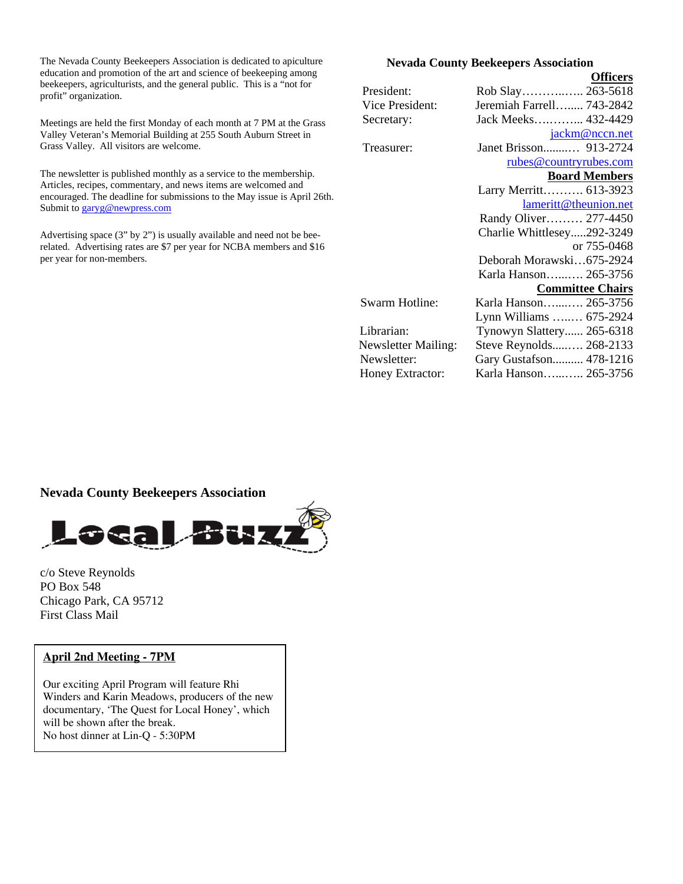The Nevada County Beekeepers Association is dedicated to apiculture education and promotion of the art and science of beekeeping among beekeepers, agriculturists, and the general public. This is a "not for profit" organization.

Meetings are held the first Monday of each month at 7 PM at the Grass Valley Veteran's Memorial Building at 255 South Auburn Street in Grass Valley. All visitors are welcome.

The newsletter is published monthly as a service to the membership. Articles, recipes, commentary, and news items are welcomed and encouraged. The deadline for submissions to the May issue is April 26th. Submit to garyg@newpress.com

Advertising space (3" by 2") is usually available and need not be bee-related. Advertising rates are $7 per year for NCBA members and $16 per year for non-members.

## Nevada County Beekeepers Association

**Officers**

| | |
|---|---|
| President: | Rob Slay……..….. 263-5618 |
| Vice President: | Jeremiah Farrell…..... 743-2842 |
| Secretary: | Jack Meeks…….…... 432-4429 jackm@nccn.net |
| Treasurer: | Janet Brisson.........… 913-2724 rubes@countryrubes.com |

**Board Members**

Larry Merritt………. 613-3923
lameritt@theunion.net
Randy Oliver……… 277-4450
Charlie Whittlesey.....292-3249 or 755-0468
Deborah Morawski…675-2924
Karla Hanson…..…. 265-3756

**Committee Chairs**

| | |
|---|---|
| Swarm Hotline: | Karla Hanson…..…. 265-3756 |
| | Lynn Williams …..… 675-2924 |
| Librarian: | Tynowyn Slattery...... 265-6318 |
| Newsletter Mailing: | Steve Reynolds....…. 268-2133 |
| Newsletter: | Gary Gustafson.......... 478-1216 |
| Honey Extractor: | Karla Hanson…..….. 265-3756 |

**Nevada County Beekeepers Association**

**Local Buzz**

c/o Steve Reynolds
PO Box 548
Chicago Park, CA 95712
First Class Mail

**April 2nd Meeting - 7PM**

Our exciting April Program will feature Rhi Winders and Karin Meadows, producers of the new documentary, 'The Quest for Local Honey', which will be shown after the break.
No host dinner at Lin-Q - 5:30PM